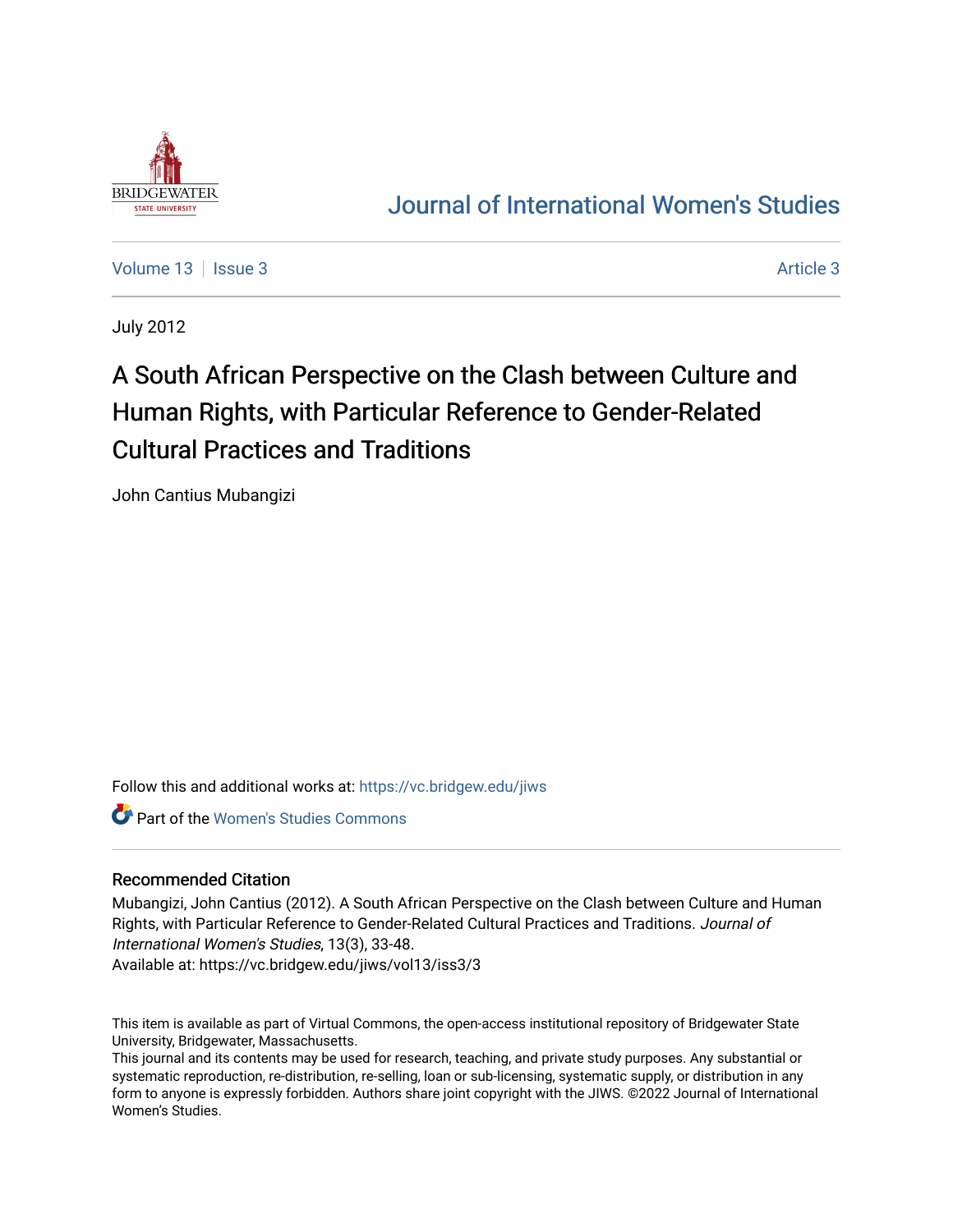Journal of International Women's Studies

Volume 13 | Issue 3 | Article 3

July 2012

# A South African Perspective on the Clash between Culture and Human Rights, with Particular Reference to Gender-Related Cultural Practices and Traditions

John Cantius Mubangizi

Follow this and additional works at: https://vc.bridgew.edu/jiws

Part of the Women's Studies Commons

## Recommended Citation

Mubangizi, John Cantius (2012). A South African Perspective on the Clash between Culture and Human Rights, with Particular Reference to Gender-Related Cultural Practices and Traditions. *Journal of International Women's Studies*, 13(3), 33-48.

Available at: https://vc.bridgew.edu/jiws/vol13/iss3/3

This item is available as part of Virtual Commons, the open-access institutional repository of Bridgewater State University, Bridgewater, Massachusetts.

This journal and its contents may be used for research, teaching, and private study purposes. Any substantial or systematic reproduction, re-distribution, re-selling, loan or sub-licensing, systematic supply, or distribution in any form to anyone is expressly forbidden. Authors share joint copyright with the JIWS. ©2022 Journal of International Women's Studies.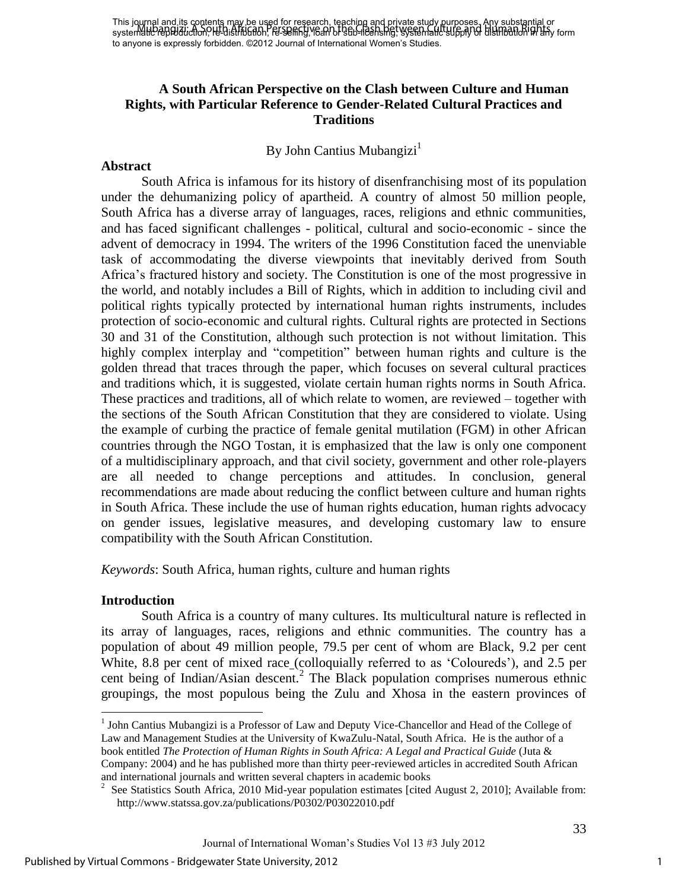# A South African Perspective on the Clash between Culture and Human Rights, with Particular Reference to Gender-Related Cultural Practices and Traditions

By John Cantius Mubangizi[1]

## Abstract

South Africa is infamous for its history of disenfranchising most of its population under the dehumanizing policy of apartheid. A country of almost 50 million people, South Africa has a diverse array of languages, races, religions and ethnic communities, and has faced significant challenges - political, cultural and socio-economic - since the advent of democracy in 1994. The writers of the 1996 Constitution faced the unenviable task of accommodating the diverse viewpoints that inevitably derived from South Africa's fractured history and society. The Constitution is one of the most progressive in the world, and notably includes a Bill of Rights, which in addition to including civil and political rights typically protected by international human rights instruments, includes protection of socio-economic and cultural rights. Cultural rights are protected in Sections 30 and 31 of the Constitution, although such protection is not without limitation. This highly complex interplay and "competition" between human rights and culture is the golden thread that traces through the paper, which focuses on several cultural practices and traditions which, it is suggested, violate certain human rights norms in South Africa. These practices and traditions, all of which relate to women, are reviewed – together with the sections of the South African Constitution that they are considered to violate. Using the example of curbing the practice of female genital mutilation (FGM) in other African countries through the NGO Tostan, it is emphasized that the law is only one component of a multidisciplinary approach, and that civil society, government and other role-players are all needed to change perceptions and attitudes. In conclusion, general recommendations are made about reducing the conflict between culture and human rights in South Africa. These include the use of human rights education, human rights advocacy on gender issues, legislative measures, and developing customary law to ensure compatibility with the South African Constitution.

*Keywords*: South Africa, human rights, culture and human rights

## Introduction

South Africa is a country of many cultures. Its multicultural nature is reflected in its array of languages, races, religions and ethnic communities. The country has a population of about 49 million people, 79.5 per cent of whom are Black, 9.2 per cent White, 8.8 per cent of mixed race (colloquially referred to as 'Coloureds'), and 2.5 per cent being of Indian/Asian descent.[2] The Black population comprises numerous ethnic groupings, the most populous being the Zulu and Xhosa in the eastern provinces of

---

[1] John Cantius Mubangizi is a Professor of Law and Deputy Vice-Chancellor and Head of the College of Law and Management Studies at the University of KwaZulu-Natal, South Africa. He is the author of a book entitled *The Protection of Human Rights in South Africa: A Legal and Practical Guide* (Juta & Company: 2004) and he has published more than thirty peer-reviewed articles in accredited South African and international journals and written several chapters in academic books

[2] See Statistics South Africa, 2010 Mid-year population estimates [cited August 2, 2010]; Available from: http://www.statssa.gov.za/publications/P0302/P03022010.pdf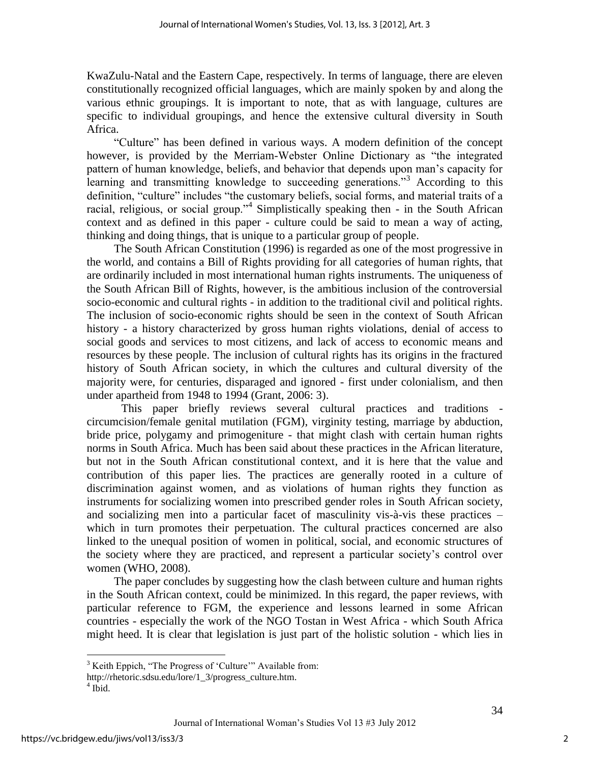KwaZulu-Natal and the Eastern Cape, respectively. In terms of language, there are eleven constitutionally recognized official languages, which are mainly spoken by and along the various ethnic groupings. It is important to note, that as with language, cultures are specific to individual groupings, and hence the extensive cultural diversity in South Africa.

"Culture" has been defined in various ways. A modern definition of the concept however, is provided by the Merriam-Webster Online Dictionary as "the integrated pattern of human knowledge, beliefs, and behavior that depends upon man's capacity for learning and transmitting knowledge to succeeding generations."[3] According to this definition, "culture" includes "the customary beliefs, social forms, and material traits of a racial, religious, or social group."[4] Simplistically speaking then - in the South African context and as defined in this paper - culture could be said to mean a way of acting, thinking and doing things, that is unique to a particular group of people.

The South African Constitution (1996) is regarded as one of the most progressive in the world, and contains a Bill of Rights providing for all categories of human rights, that are ordinarily included in most international human rights instruments. The uniqueness of the South African Bill of Rights, however, is the ambitious inclusion of the controversial socio-economic and cultural rights - in addition to the traditional civil and political rights. The inclusion of socio-economic rights should be seen in the context of South African history - a history characterized by gross human rights violations, denial of access to social goods and services to most citizens, and lack of access to economic means and resources by these people. The inclusion of cultural rights has its origins in the fractured history of South African society, in which the cultures and cultural diversity of the majority were, for centuries, disparaged and ignored - first under colonialism, and then under apartheid from 1948 to 1994 (Grant, 2006: 3).

This paper briefly reviews several cultural practices and traditions - circumcision/female genital mutilation (FGM), virginity testing, marriage by abduction, bride price, polygamy and primogeniture - that might clash with certain human rights norms in South Africa. Much has been said about these practices in the African literature, but not in the South African constitutional context, and it is here that the value and contribution of this paper lies. The practices are generally rooted in a culture of discrimination against women, and as violations of human rights they function as instruments for socializing women into prescribed gender roles in South African society, and socializing men into a particular facet of masculinity vis-à-vis these practices – which in turn promotes their perpetuation. The cultural practices concerned are also linked to the unequal position of women in political, social, and economic structures of the society where they are practiced, and represent a particular society's control over women (WHO, 2008).

The paper concludes by suggesting how the clash between culture and human rights in the South African context, could be minimized. In this regard, the paper reviews, with particular reference to FGM, the experience and lessons learned in some African countries - especially the work of the NGO Tostan in West Africa - which South Africa might heed. It is clear that legislation is just part of the holistic solution - which lies in

---

[3] Keith Eppich, "The Progress of 'Culture'" Available from: http://rhetoric.sdsu.edu/lore/1_3/progress_culture.htm.

[4] Ibid.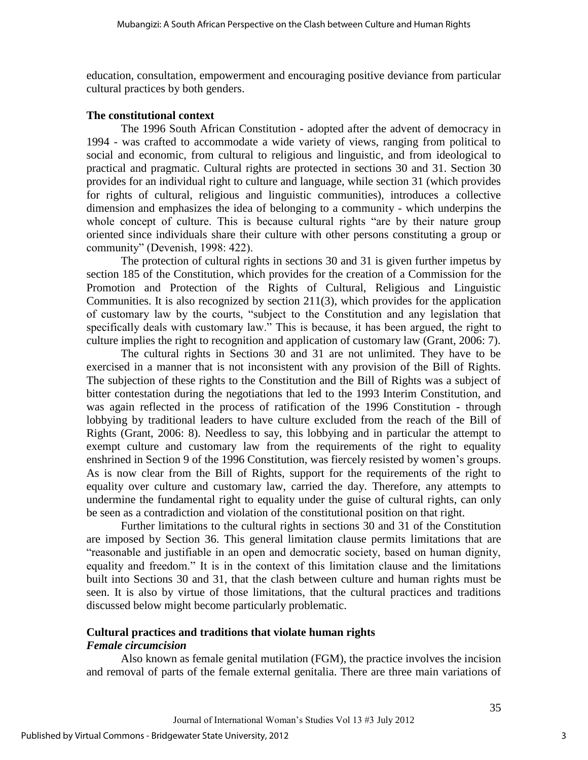education, consultation, empowerment and encouraging positive deviance from particular cultural practices by both genders.

## The constitutional context

The 1996 South African Constitution - adopted after the advent of democracy in 1994 - was crafted to accommodate a wide variety of views, ranging from political to social and economic, from cultural to religious and linguistic, and from ideological to practical and pragmatic. Cultural rights are protected in sections 30 and 31. Section 30 provides for an individual right to culture and language, while section 31 (which provides for rights of cultural, religious and linguistic communities), introduces a collective dimension and emphasizes the idea of belonging to a community - which underpins the whole concept of culture. This is because cultural rights "are by their nature group oriented since individuals share their culture with other persons constituting a group or community" (Devenish, 1998: 422).

The protection of cultural rights in sections 30 and 31 is given further impetus by section 185 of the Constitution, which provides for the creation of a Commission for the Promotion and Protection of the Rights of Cultural, Religious and Linguistic Communities. It is also recognized by section 211(3), which provides for the application of customary law by the courts, "subject to the Constitution and any legislation that specifically deals with customary law." This is because, it has been argued, the right to culture implies the right to recognition and application of customary law (Grant, 2006: 7).

The cultural rights in Sections 30 and 31 are not unlimited. They have to be exercised in a manner that is not inconsistent with any provision of the Bill of Rights. The subjection of these rights to the Constitution and the Bill of Rights was a subject of bitter contestation during the negotiations that led to the 1993 Interim Constitution, and was again reflected in the process of ratification of the 1996 Constitution - through lobbying by traditional leaders to have culture excluded from the reach of the Bill of Rights (Grant, 2006: 8). Needless to say, this lobbying and in particular the attempt to exempt culture and customary law from the requirements of the right to equality enshrined in Section 9 of the 1996 Constitution, was fiercely resisted by women's groups. As is now clear from the Bill of Rights, support for the requirements of the right to equality over culture and customary law, carried the day. Therefore, any attempts to undermine the fundamental right to equality under the guise of cultural rights, can only be seen as a contradiction and violation of the constitutional position on that right.

Further limitations to the cultural rights in sections 30 and 31 of the Constitution are imposed by Section 36. This general limitation clause permits limitations that are "reasonable and justifiable in an open and democratic society, based on human dignity, equality and freedom." It is in the context of this limitation clause and the limitations built into Sections 30 and 31, that the clash between culture and human rights must be seen. It is also by virtue of those limitations, that the cultural practices and traditions discussed below might become particularly problematic.

## Cultural practices and traditions that violate human rights

### *Female circumcision*

Also known as female genital mutilation (FGM), the practice involves the incision and removal of parts of the female external genitalia. There are three main variations of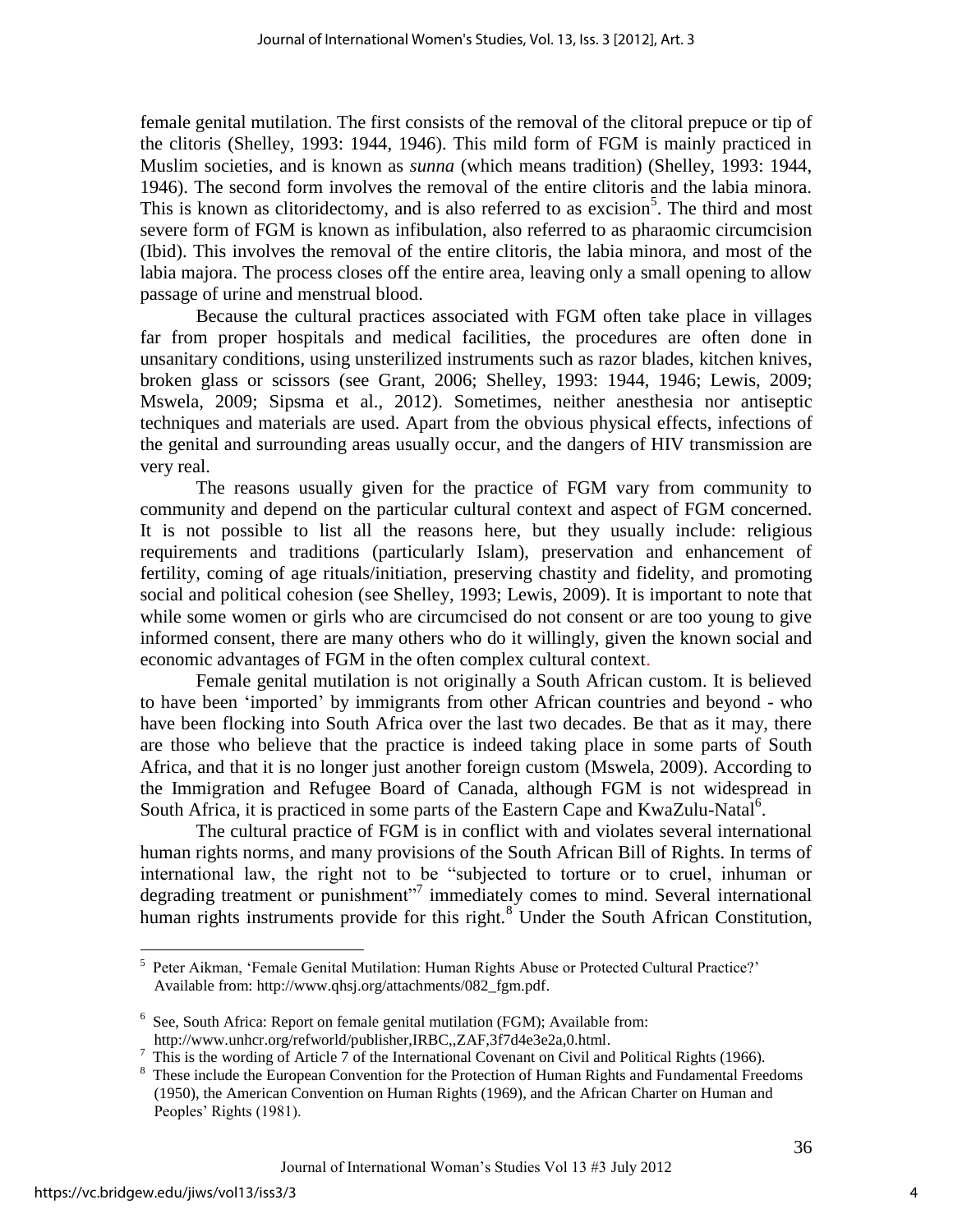female genital mutilation. The first consists of the removal of the clitoral prepuce or tip of the clitoris (Shelley, 1993: 1944, 1946). This mild form of FGM is mainly practiced in Muslim societies, and is known as *sunna* (which means tradition) (Shelley, 1993: 1944, 1946). The second form involves the removal of the entire clitoris and the labia minora. This is known as clitoridectomy, and is also referred to as excision[5]. The third and most severe form of FGM is known as infibulation, also referred to as pharaomic circumcision (Ibid). This involves the removal of the entire clitoris, the labia minora, and most of the labia majora. The process closes off the entire area, leaving only a small opening to allow passage of urine and menstrual blood.

Because the cultural practices associated with FGM often take place in villages far from proper hospitals and medical facilities, the procedures are often done in unsanitary conditions, using unsterilized instruments such as razor blades, kitchen knives, broken glass or scissors (see Grant, 2006; Shelley, 1993: 1944, 1946; Lewis, 2009; Mswela, 2009; Sipsma et al., 2012). Sometimes, neither anesthesia nor antiseptic techniques and materials are used. Apart from the obvious physical effects, infections of the genital and surrounding areas usually occur, and the dangers of HIV transmission are very real.

The reasons usually given for the practice of FGM vary from community to community and depend on the particular cultural context and aspect of FGM concerned. It is not possible to list all the reasons here, but they usually include: religious requirements and traditions (particularly Islam), preservation and enhancement of fertility, coming of age rituals/initiation, preserving chastity and fidelity, and promoting social and political cohesion (see Shelley, 1993; Lewis, 2009). It is important to note that while some women or girls who are circumcised do not consent or are too young to give informed consent, there are many others who do it willingly, given the known social and economic advantages of FGM in the often complex cultural context.

Female genital mutilation is not originally a South African custom. It is believed to have been 'imported' by immigrants from other African countries and beyond - who have been flocking into South Africa over the last two decades. Be that as it may, there are those who believe that the practice is indeed taking place in some parts of South Africa, and that it is no longer just another foreign custom (Mswela, 2009). According to the Immigration and Refugee Board of Canada, although FGM is not widespread in South Africa, it is practiced in some parts of the Eastern Cape and KwaZulu-Natal[6].

The cultural practice of FGM is in conflict with and violates several international human rights norms, and many provisions of the South African Bill of Rights. In terms of international law, the right not to be "subjected to torture or to cruel, inhuman or degrading treatment or punishment"[7] immediately comes to mind. Several international human rights instruments provide for this right.[8] Under the South African Constitution,

---

[5] Peter Aikman, 'Female Genital Mutilation: Human Rights Abuse or Protected Cultural Practice?' Available from: http://www.qhsj.org/attachments/082_fgm.pdf.

[6] See, South Africa: Report on female genital mutilation (FGM); Available from: http://www.unhcr.org/refworld/publisher,IRBC,,ZAF,3f7d4e3e2a,0.html.

[7] This is the wording of Article 7 of the International Covenant on Civil and Political Rights (1966).

[8] These include the European Convention for the Protection of Human Rights and Fundamental Freedoms (1950), the American Convention on Human Rights (1969), and the African Charter on Human and Peoples' Rights (1981).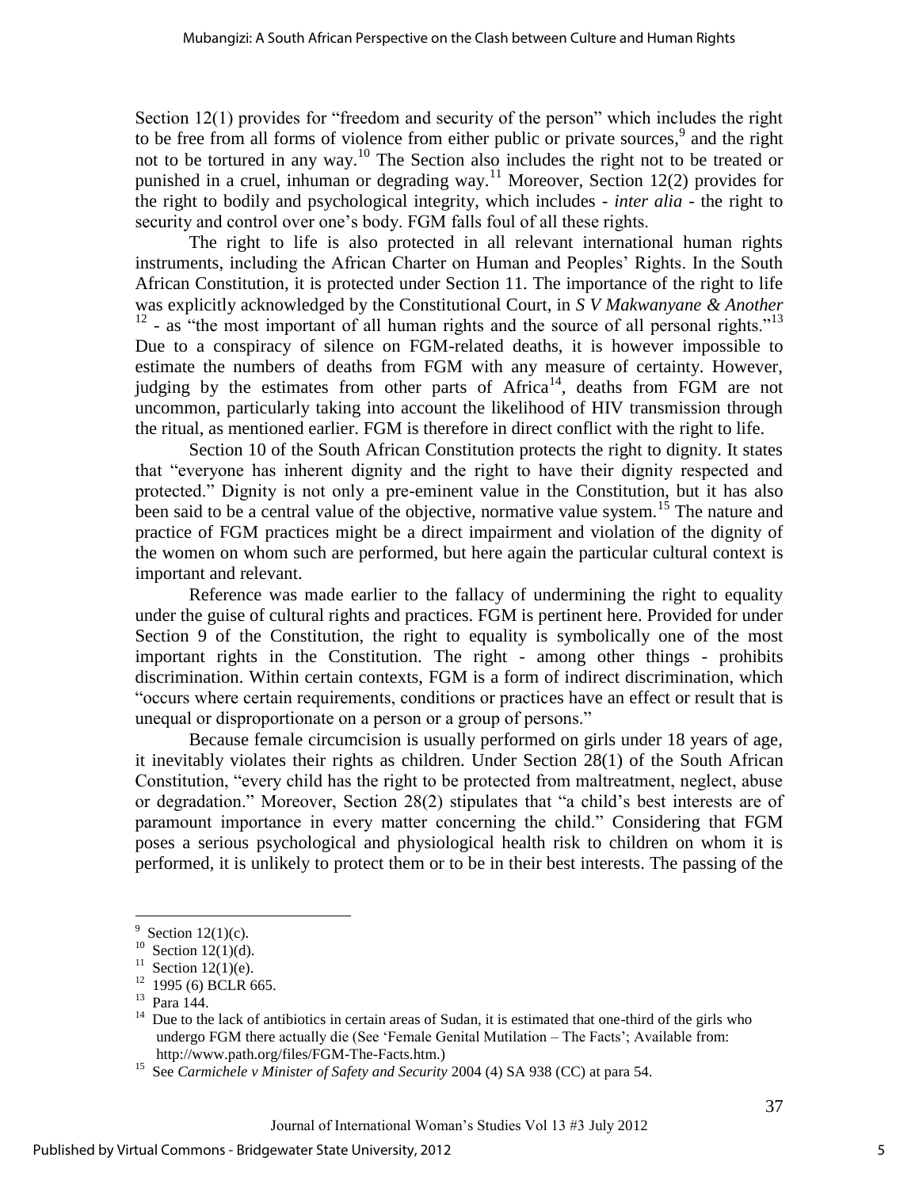Section 12(1) provides for "freedom and security of the person" which includes the right to be free from all forms of violence from either public or private sources,[9] and the right not to be tortured in any way.[10] The Section also includes the right not to be treated or punished in a cruel, inhuman or degrading way.[11] Moreover, Section 12(2) provides for the right to bodily and psychological integrity, which includes - *inter alia* - the right to security and control over one's body. FGM falls foul of all these rights.

The right to life is also protected in all relevant international human rights instruments, including the African Charter on Human and Peoples' Rights. In the South African Constitution, it is protected under Section 11. The importance of the right to life was explicitly acknowledged by the Constitutional Court, in *S V Makwanyane & Another*[12] - as "the most important of all human rights and the source of all personal rights."[13] Due to a conspiracy of silence on FGM-related deaths, it is however impossible to estimate the numbers of deaths from FGM with any measure of certainty. However, judging by the estimates from other parts of Africa[14], deaths from FGM are not uncommon, particularly taking into account the likelihood of HIV transmission through the ritual, as mentioned earlier. FGM is therefore in direct conflict with the right to life.

Section 10 of the South African Constitution protects the right to dignity. It states that "everyone has inherent dignity and the right to have their dignity respected and protected." Dignity is not only a pre-eminent value in the Constitution, but it has also been said to be a central value of the objective, normative value system.[15] The nature and practice of FGM practices might be a direct impairment and violation of the dignity of the women on whom such are performed, but here again the particular cultural context is important and relevant.

Reference was made earlier to the fallacy of undermining the right to equality under the guise of cultural rights and practices. FGM is pertinent here. Provided for under Section 9 of the Constitution, the right to equality is symbolically one of the most important rights in the Constitution. The right - among other things - prohibits discrimination. Within certain contexts, FGM is a form of indirect discrimination, which "occurs where certain requirements, conditions or practices have an effect or result that is unequal or disproportionate on a person or a group of persons."

Because female circumcision is usually performed on girls under 18 years of age, it inevitably violates their rights as children. Under Section 28(1) of the South African Constitution, "every child has the right to be protected from maltreatment, neglect, abuse or degradation." Moreover, Section 28(2) stipulates that "a child's best interests are of paramount importance in every matter concerning the child." Considering that FGM poses a serious psychological and physiological health risk to children on whom it is performed, it is unlikely to protect them or to be in their best interests. The passing of the

---

[9] Section 12(1)(c).

[10] Section 12(1)(d).

[11] Section 12(1)(e).

[12] 1995 (6) BCLR 665.

[13] Para 144.

[14] Due to the lack of antibiotics in certain areas of Sudan, it is estimated that one-third of the girls who undergo FGM there actually die (See 'Female Genital Mutilation – The Facts'; Available from: http://www.path.org/files/FGM-The-Facts.htm.)

[15] See *Carmichele v Minister of Safety and Security* 2004 (4) SA 938 (CC) at para 54.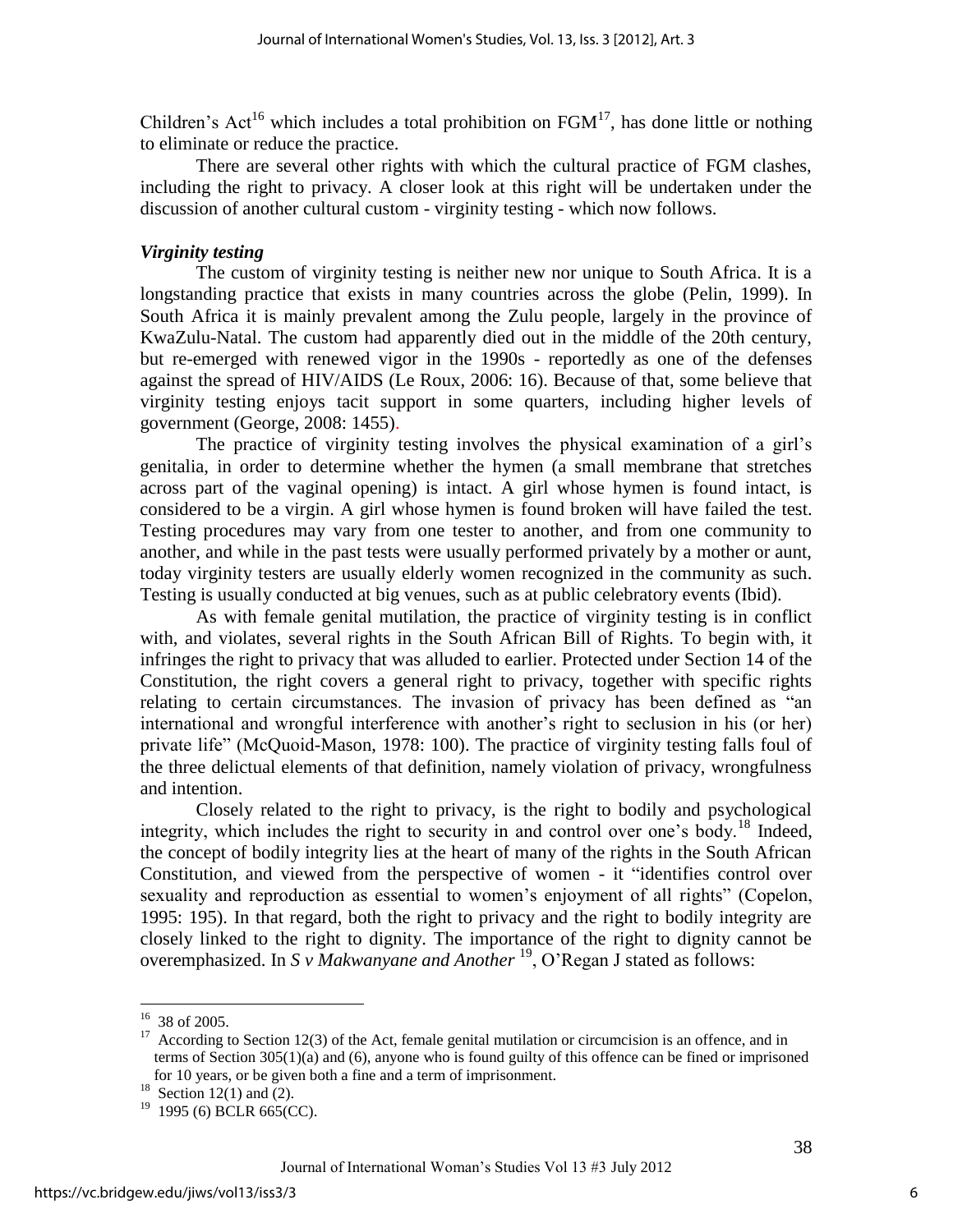Children's Act[16] which includes a total prohibition on FGM[17], has done little or nothing to eliminate or reduce the practice.

There are several other rights with which the cultural practice of FGM clashes, including the right to privacy. A closer look at this right will be undertaken under the discussion of another cultural custom - virginity testing - which now follows.

### *Virginity testing*

The custom of virginity testing is neither new nor unique to South Africa. It is a longstanding practice that exists in many countries across the globe (Pelin, 1999). In South Africa it is mainly prevalent among the Zulu people, largely in the province of KwaZulu-Natal. The custom had apparently died out in the middle of the 20th century, but re-emerged with renewed vigor in the 1990s - reportedly as one of the defenses against the spread of HIV/AIDS (Le Roux, 2006: 16). Because of that, some believe that virginity testing enjoys tacit support in some quarters, including higher levels of government (George, 2008: 1455).

The practice of virginity testing involves the physical examination of a girl's genitalia, in order to determine whether the hymen (a small membrane that stretches across part of the vaginal opening) is intact. A girl whose hymen is found intact, is considered to be a virgin. A girl whose hymen is found broken will have failed the test. Testing procedures may vary from one tester to another, and from one community to another, and while in the past tests were usually performed privately by a mother or aunt, today virginity testers are usually elderly women recognized in the community as such. Testing is usually conducted at big venues, such as at public celebratory events (Ibid).

As with female genital mutilation, the practice of virginity testing is in conflict with, and violates, several rights in the South African Bill of Rights. To begin with, it infringes the right to privacy that was alluded to earlier. Protected under Section 14 of the Constitution, the right covers a general right to privacy, together with specific rights relating to certain circumstances. The invasion of privacy has been defined as "an international and wrongful interference with another's right to seclusion in his (or her) private life" (McQuoid-Mason, 1978: 100). The practice of virginity testing falls foul of the three delictual elements of that definition, namely violation of privacy, wrongfulness and intention.

Closely related to the right to privacy, is the right to bodily and psychological integrity, which includes the right to security in and control over one's body.[18] Indeed, the concept of bodily integrity lies at the heart of many of the rights in the South African Constitution, and viewed from the perspective of women - it "identifies control over sexuality and reproduction as essential to women's enjoyment of all rights" (Copelon, 1995: 195). In that regard, both the right to privacy and the right to bodily integrity are closely linked to the right to dignity. The importance of the right to dignity cannot be overemphasized. In *S v Makwanyane and Another* [19], O'Regan J stated as follows:

---

[16] 38 of 2005.

[17] According to Section 12(3) of the Act, female genital mutilation or circumcision is an offence, and in terms of Section 305(1)(a) and (6), anyone who is found guilty of this offence can be fined or imprisoned for 10 years, or be given both a fine and a term of imprisonment.

[18] Section 12(1) and (2).

[19] 1995 (6) BCLR 665(CC).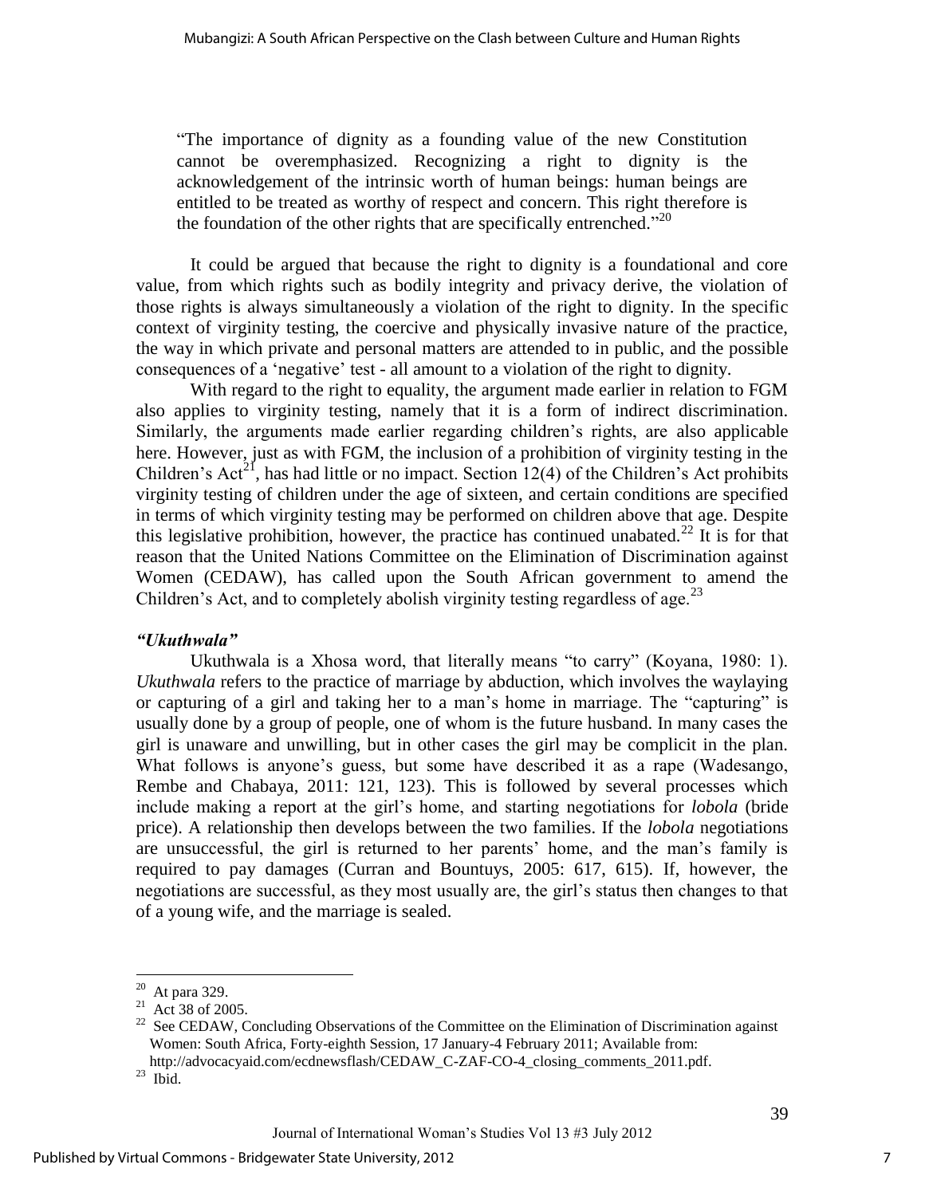"The importance of dignity as a founding value of the new Constitution cannot be overemphasized. Recognizing a right to dignity is the acknowledgement of the intrinsic worth of human beings: human beings are entitled to be treated as worthy of respect and concern. This right therefore is the foundation of the other rights that are specifically entrenched."[20]

It could be argued that because the right to dignity is a foundational and core value, from which rights such as bodily integrity and privacy derive, the violation of those rights is always simultaneously a violation of the right to dignity. In the specific context of virginity testing, the coercive and physically invasive nature of the practice, the way in which private and personal matters are attended to in public, and the possible consequences of a 'negative' test - all amount to a violation of the right to dignity.

With regard to the right to equality, the argument made earlier in relation to FGM also applies to virginity testing, namely that it is a form of indirect discrimination. Similarly, the arguments made earlier regarding children's rights, are also applicable here. However, just as with FGM, the inclusion of a prohibition of virginity testing in the Children's Act[21], has had little or no impact. Section 12(4) of the Children's Act prohibits virginity testing of children under the age of sixteen, and certain conditions are specified in terms of which virginity testing may be performed on children above that age. Despite this legislative prohibition, however, the practice has continued unabated.[22] It is for that reason that the United Nations Committee on the Elimination of Discrimination against Women (CEDAW), has called upon the South African government to amend the Children's Act, and to completely abolish virginity testing regardless of age.[23]

### *"Ukuthwala"*

Ukuthwala is a Xhosa word, that literally means "to carry" (Koyana, 1980: 1). *Ukuthwala* refers to the practice of marriage by abduction, which involves the waylaying or capturing of a girl and taking her to a man's home in marriage. The "capturing" is usually done by a group of people, one of whom is the future husband. In many cases the girl is unaware and unwilling, but in other cases the girl may be complicit in the plan. What follows is anyone's guess, but some have described it as a rape (Wadesango, Rembe and Chabaya, 2011: 121, 123). This is followed by several processes which include making a report at the girl's home, and starting negotiations for *lobola* (bride price). A relationship then develops between the two families. If the *lobola* negotiations are unsuccessful, the girl is returned to her parents' home, and the man's family is required to pay damages (Curran and Bountuys, 2005: 617, 615). If, however, the negotiations are successful, as they most usually are, the girl's status then changes to that of a young wife, and the marriage is sealed.

---

[20] At para 329.

[21] Act 38 of 2005.

[22] See CEDAW, Concluding Observations of the Committee on the Elimination of Discrimination against Women: South Africa, Forty-eighth Session, 17 January-4 February 2011; Available from: http://advocacyaid.com/ecdnewsflash/CEDAW_C-ZAF-CO-4_closing_comments_2011.pdf.

[23] Ibid.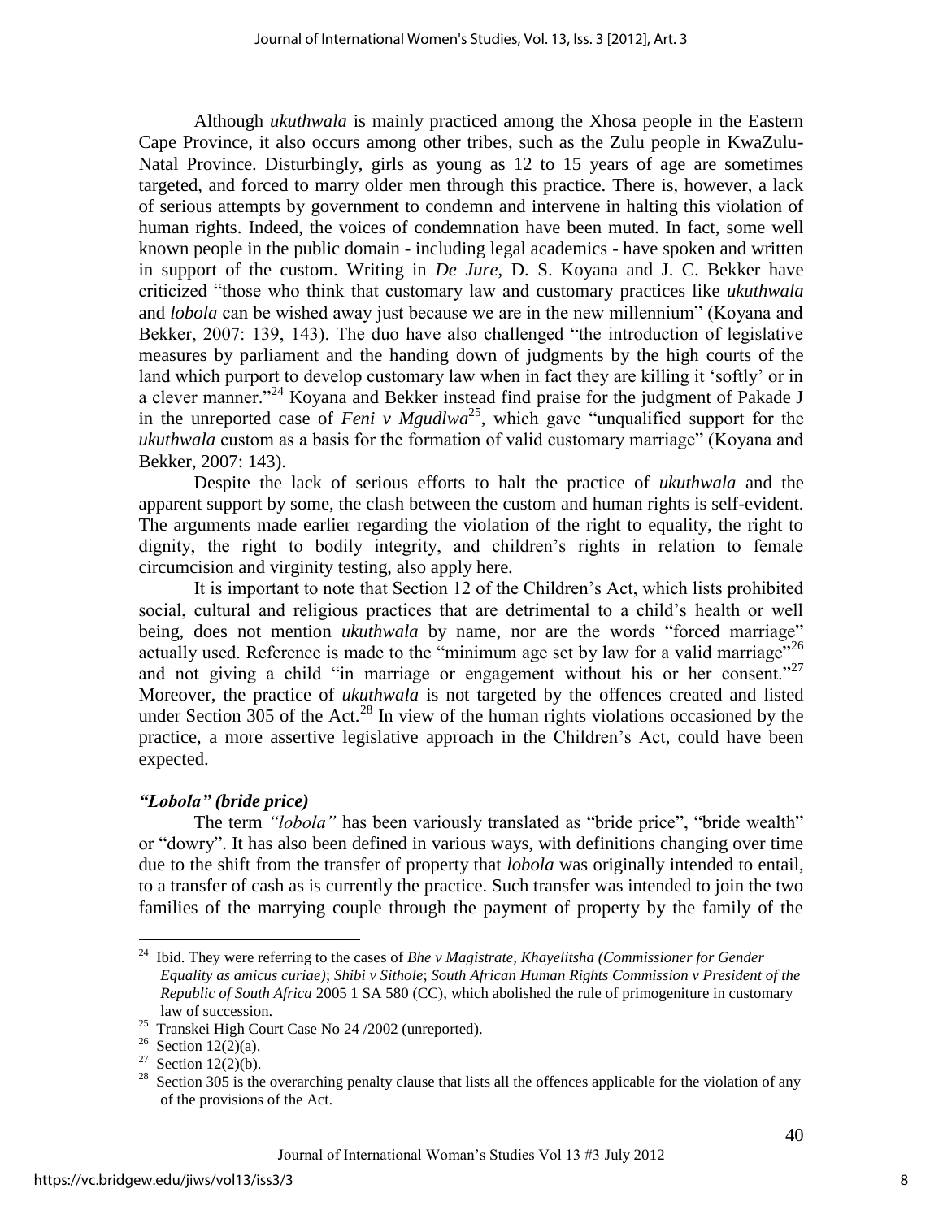Although *ukuthwala* is mainly practiced among the Xhosa people in the Eastern Cape Province, it also occurs among other tribes, such as the Zulu people in KwaZulu-Natal Province. Disturbingly, girls as young as 12 to 15 years of age are sometimes targeted, and forced to marry older men through this practice. There is, however, a lack of serious attempts by government to condemn and intervene in halting this violation of human rights. Indeed, the voices of condemnation have been muted. In fact, some well known people in the public domain - including legal academics - have spoken and written in support of the custom. Writing in *De Jure*, D. S. Koyana and J. C. Bekker have criticized "those who think that customary law and customary practices like *ukuthwala* and *lobola* can be wished away just because we are in the new millennium" (Koyana and Bekker, 2007: 139, 143). The duo have also challenged "the introduction of legislative measures by parliament and the handing down of judgments by the high courts of the land which purport to develop customary law when in fact they are killing it 'softly' or in a clever manner."[24] Koyana and Bekker instead find praise for the judgment of Pakade J in the unreported case of *Feni v Mgudlwa*[25], which gave "unqualified support for the *ukuthwala* custom as a basis for the formation of valid customary marriage" (Koyana and Bekker, 2007: 143).

Despite the lack of serious efforts to halt the practice of *ukuthwala* and the apparent support by some, the clash between the custom and human rights is self-evident. The arguments made earlier regarding the violation of the right to equality, the right to dignity, the right to bodily integrity, and children's rights in relation to female circumcision and virginity testing, also apply here.

It is important to note that Section 12 of the Children's Act, which lists prohibited social, cultural and religious practices that are detrimental to a child's health or well being, does not mention *ukuthwala* by name, nor are the words "forced marriage" actually used. Reference is made to the "minimum age set by law for a valid marriage"[26] and not giving a child "in marriage or engagement without his or her consent."[27] Moreover, the practice of *ukuthwala* is not targeted by the offences created and listed under Section 305 of the Act.[28] In view of the human rights violations occasioned by the practice, a more assertive legislative approach in the Children's Act, could have been expected.

### *"Lobola" (bride price)*

The term *"lobola"* has been variously translated as "bride price", "bride wealth" or "dowry". It has also been defined in various ways, with definitions changing over time due to the shift from the transfer of property that *lobola* was originally intended to entail, to a transfer of cash as is currently the practice. Such transfer was intended to join the two families of the marrying couple through the payment of property by the family of the

---

[24] Ibid. They were referring to the cases of *Bhe v Magistrate, Khayelitsha (Commissioner for Gender Equality as amicus curiae)*; *Shibi v Sithole*; *South African Human Rights Commission v President of the Republic of South Africa* 2005 1 SA 580 (CC), which abolished the rule of primogeniture in customary law of succession.

[25] Transkei High Court Case No 24 /2002 (unreported).

[26] Section 12(2)(a).

[27] Section 12(2)(b).

[28] Section 305 is the overarching penalty clause that lists all the offences applicable for the violation of any of the provisions of the Act.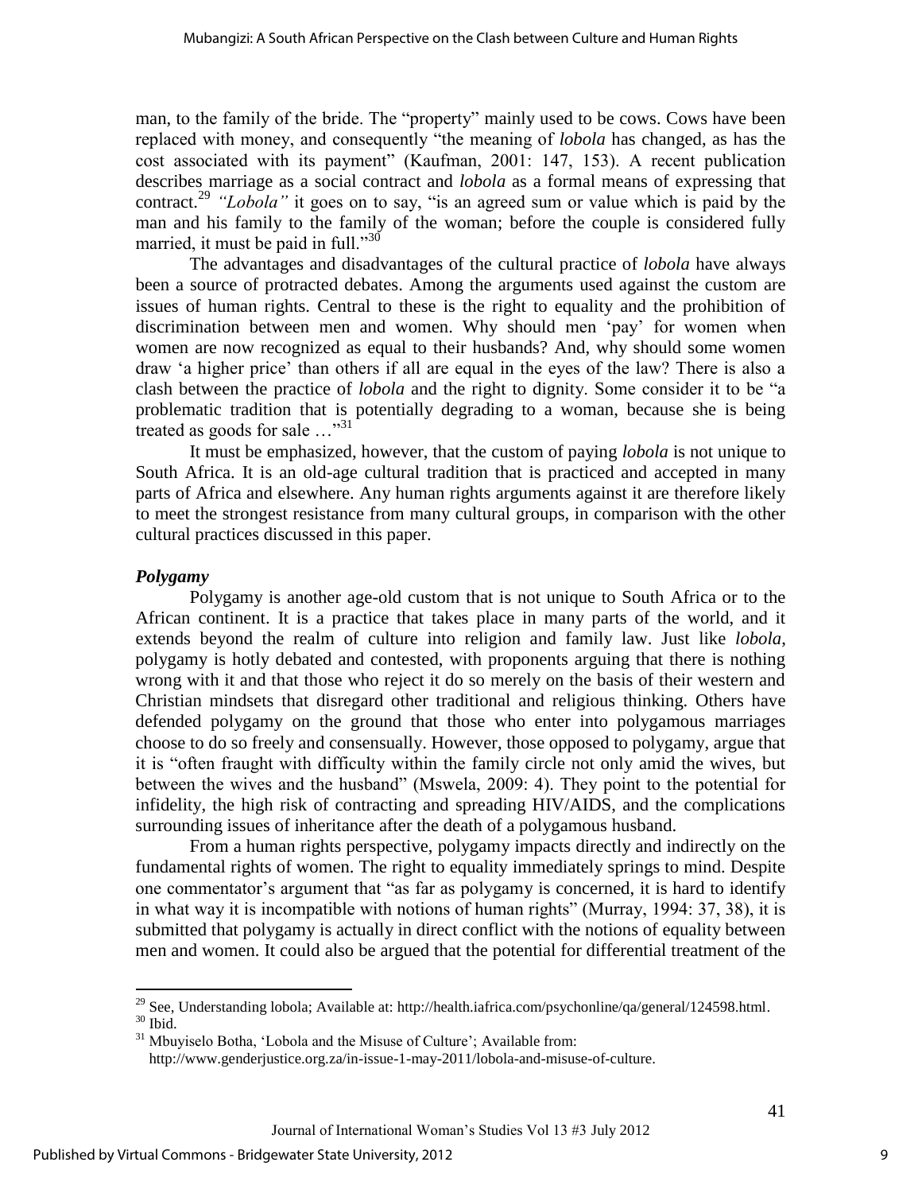man, to the family of the bride. The "property" mainly used to be cows. Cows have been replaced with money, and consequently "the meaning of *lobola* has changed, as has the cost associated with its payment" (Kaufman, 2001: 147, 153). A recent publication describes marriage as a social contract and *lobola* as a formal means of expressing that contract.[29] *"Lobola"* it goes on to say, "is an agreed sum or value which is paid by the man and his family to the family of the woman; before the couple is considered fully married, it must be paid in full."[30]

The advantages and disadvantages of the cultural practice of *lobola* have always been a source of protracted debates. Among the arguments used against the custom are issues of human rights. Central to these is the right to equality and the prohibition of discrimination between men and women. Why should men 'pay' for women when women are now recognized as equal to their husbands? And, why should some women draw 'a higher price' than others if all are equal in the eyes of the law? There is also a clash between the practice of *lobola* and the right to dignity. Some consider it to be "a problematic tradition that is potentially degrading to a woman, because she is being treated as goods for sale …"[31]

It must be emphasized, however, that the custom of paying *lobola* is not unique to South Africa. It is an old-age cultural tradition that is practiced and accepted in many parts of Africa and elsewhere. Any human rights arguments against it are therefore likely to meet the strongest resistance from many cultural groups, in comparison with the other cultural practices discussed in this paper.

### *Polygamy*

Polygamy is another age-old custom that is not unique to South Africa or to the African continent. It is a practice that takes place in many parts of the world, and it extends beyond the realm of culture into religion and family law. Just like *lobola*, polygamy is hotly debated and contested, with proponents arguing that there is nothing wrong with it and that those who reject it do so merely on the basis of their western and Christian mindsets that disregard other traditional and religious thinking. Others have defended polygamy on the ground that those who enter into polygamous marriages choose to do so freely and consensually. However, those opposed to polygamy, argue that it is "often fraught with difficulty within the family circle not only amid the wives, but between the wives and the husband" (Mswela, 2009: 4). They point to the potential for infidelity, the high risk of contracting and spreading HIV/AIDS, and the complications surrounding issues of inheritance after the death of a polygamous husband.

From a human rights perspective, polygamy impacts directly and indirectly on the fundamental rights of women. The right to equality immediately springs to mind. Despite one commentator's argument that "as far as polygamy is concerned, it is hard to identify in what way it is incompatible with notions of human rights" (Murray, 1994: 37, 38), it is submitted that polygamy is actually in direct conflict with the notions of equality between men and women. It could also be argued that the potential for differential treatment of the

---

[29] See, Understanding lobola; Available at: http://health.iafrica.com/psychonline/qa/general/124598.html.

[30] Ibid.

[31] Mbuyiselo Botha, 'Lobola and the Misuse of Culture'; Available from: http://www.genderjustice.org.za/in-issue-1-may-2011/lobola-and-misuse-of-culture.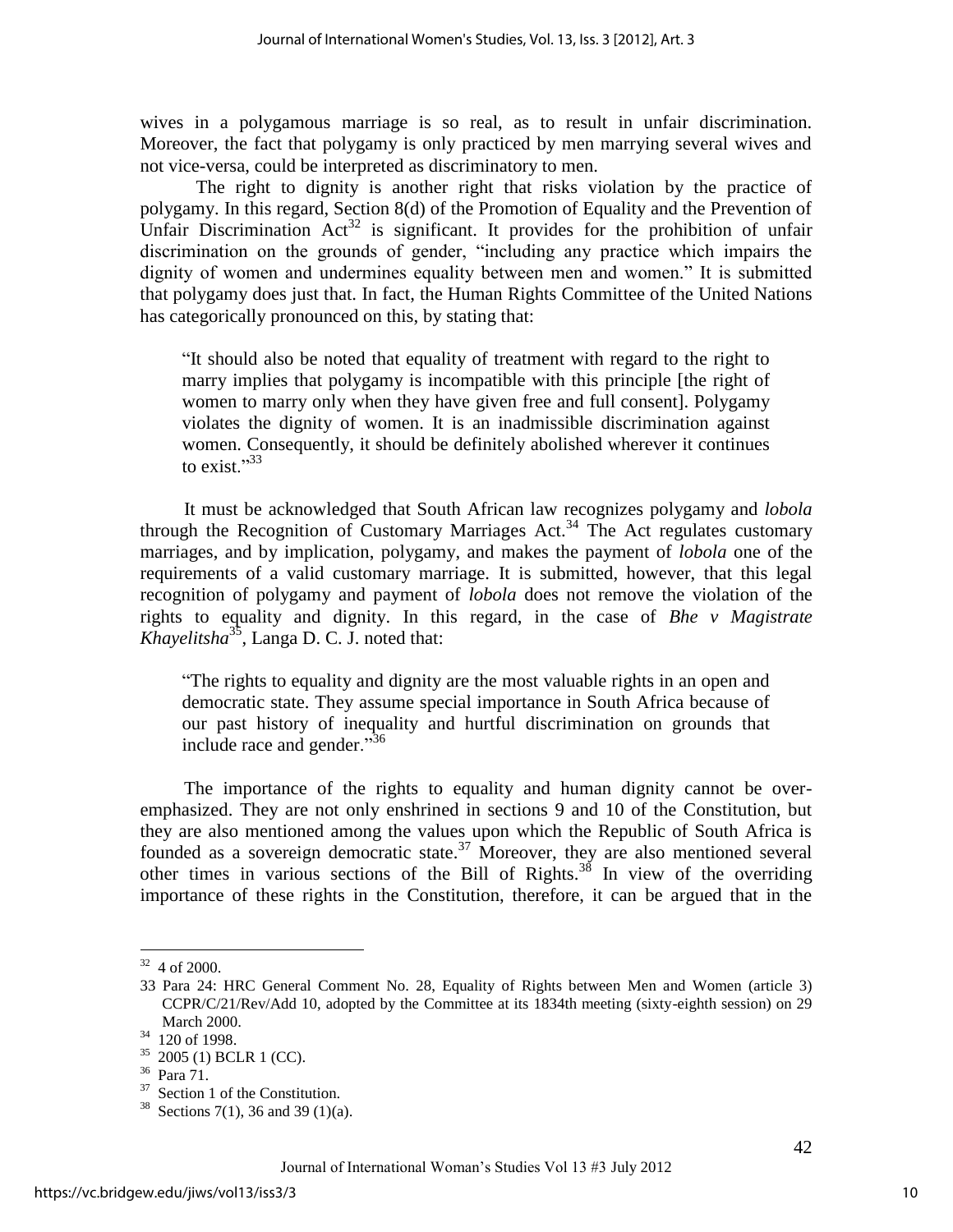wives in a polygamous marriage is so real, as to result in unfair discrimination. Moreover, the fact that polygamy is only practiced by men marrying several wives and not vice-versa, could be interpreted as discriminatory to men.

The right to dignity is another right that risks violation by the practice of polygamy. In this regard, Section 8(d) of the Promotion of Equality and the Prevention of Unfair Discrimination Act[32] is significant. It provides for the prohibition of unfair discrimination on the grounds of gender, "including any practice which impairs the dignity of women and undermines equality between men and women." It is submitted that polygamy does just that. In fact, the Human Rights Committee of the United Nations has categorically pronounced on this, by stating that:

> "It should also be noted that equality of treatment with regard to the right to marry implies that polygamy is incompatible with this principle [the right of women to marry only when they have given free and full consent]. Polygamy violates the dignity of women. It is an inadmissible discrimination against women. Consequently, it should be definitely abolished wherever it continues to exist."[33]

It must be acknowledged that South African law recognizes polygamy and *lobola* through the Recognition of Customary Marriages Act.[34] The Act regulates customary marriages, and by implication, polygamy, and makes the payment of *lobola* one of the requirements of a valid customary marriage. It is submitted, however, that this legal recognition of polygamy and payment of *lobola* does not remove the violation of the rights to equality and dignity. In this regard, in the case of *Bhe v Magistrate Khayelitsha*[35], Langa D. C. J. noted that:

> "The rights to equality and dignity are the most valuable rights in an open and democratic state. They assume special importance in South Africa because of our past history of inequality and hurtful discrimination on grounds that include race and gender."[36]

The importance of the rights to equality and human dignity cannot be over-emphasized. They are not only enshrined in sections 9 and 10 of the Constitution, but they are also mentioned among the values upon which the Republic of South Africa is founded as a sovereign democratic state.[37] Moreover, they are also mentioned several other times in various sections of the Bill of Rights.[38] In view of the overriding importance of these rights in the Constitution, therefore, it can be argued that in the

---

32 4 of 2000.

33 Para 24: HRC General Comment No. 28, Equality of Rights between Men and Women (article 3) CCPR/C/21/Rev/Add 10, adopted by the Committee at its 1834th meeting (sixty-eighth session) on 29 March 2000.

34 120 of 1998.

35 2005 (1) BCLR 1 (CC).

36 Para 71.

37 Section 1 of the Constitution.

38 Sections 7(1), 36 and 39 (1)(a).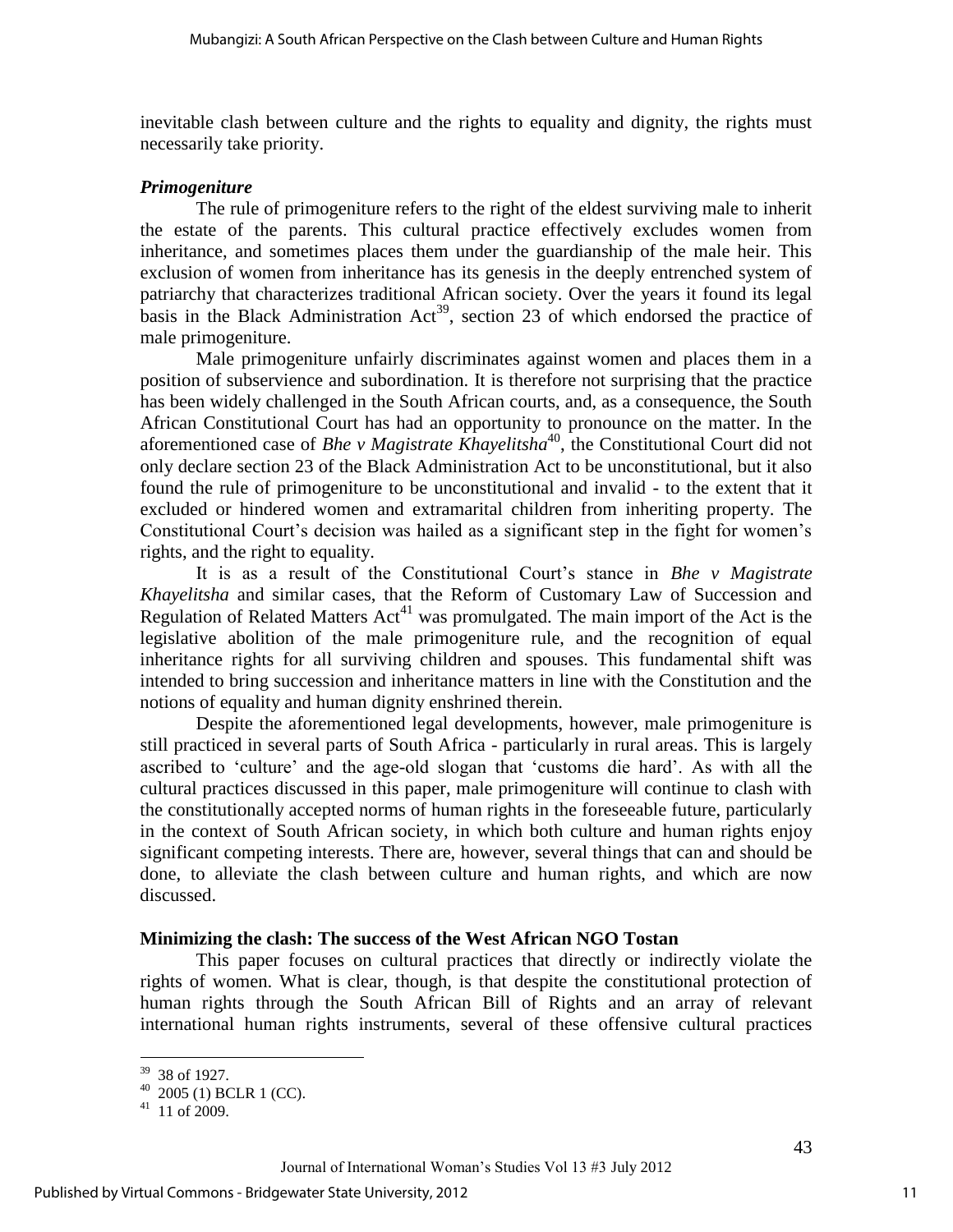inevitable clash between culture and the rights to equality and dignity, the rights must necessarily take priority.

### *Primogeniture*

The rule of primogeniture refers to the right of the eldest surviving male to inherit the estate of the parents. This cultural practice effectively excludes women from inheritance, and sometimes places them under the guardianship of the male heir. This exclusion of women from inheritance has its genesis in the deeply entrenched system of patriarchy that characterizes traditional African society. Over the years it found its legal basis in the Black Administration Act[39], section 23 of which endorsed the practice of male primogeniture.

Male primogeniture unfairly discriminates against women and places them in a position of subservience and subordination. It is therefore not surprising that the practice has been widely challenged in the South African courts, and, as a consequence, the South African Constitutional Court has had an opportunity to pronounce on the matter. In the aforementioned case of *Bhe v Magistrate Khayelitsha*[40], the Constitutional Court did not only declare section 23 of the Black Administration Act to be unconstitutional, but it also found the rule of primogeniture to be unconstitutional and invalid - to the extent that it excluded or hindered women and extramarital children from inheriting property. The Constitutional Court's decision was hailed as a significant step in the fight for women's rights, and the right to equality.

It is as a result of the Constitutional Court's stance in *Bhe v Magistrate Khayelitsha* and similar cases, that the Reform of Customary Law of Succession and Regulation of Related Matters Act[41] was promulgated. The main import of the Act is the legislative abolition of the male primogeniture rule, and the recognition of equal inheritance rights for all surviving children and spouses. This fundamental shift was intended to bring succession and inheritance matters in line with the Constitution and the notions of equality and human dignity enshrined therein.

Despite the aforementioned legal developments, however, male primogeniture is still practiced in several parts of South Africa - particularly in rural areas. This is largely ascribed to 'culture' and the age-old slogan that 'customs die hard'. As with all the cultural practices discussed in this paper, male primogeniture will continue to clash with the constitutionally accepted norms of human rights in the foreseeable future, particularly in the context of South African society, in which both culture and human rights enjoy significant competing interests. There are, however, several things that can and should be done, to alleviate the clash between culture and human rights, and which are now discussed.

## Minimizing the clash: The success of the West African NGO Tostan

This paper focuses on cultural practices that directly or indirectly violate the rights of women. What is clear, though, is that despite the constitutional protection of human rights through the South African Bill of Rights and an array of relevant international human rights instruments, several of these offensive cultural practices

---

[39] 38 of 1927.

[40] 2005 (1) BCLR 1 (CC).

[41] 11 of 2009.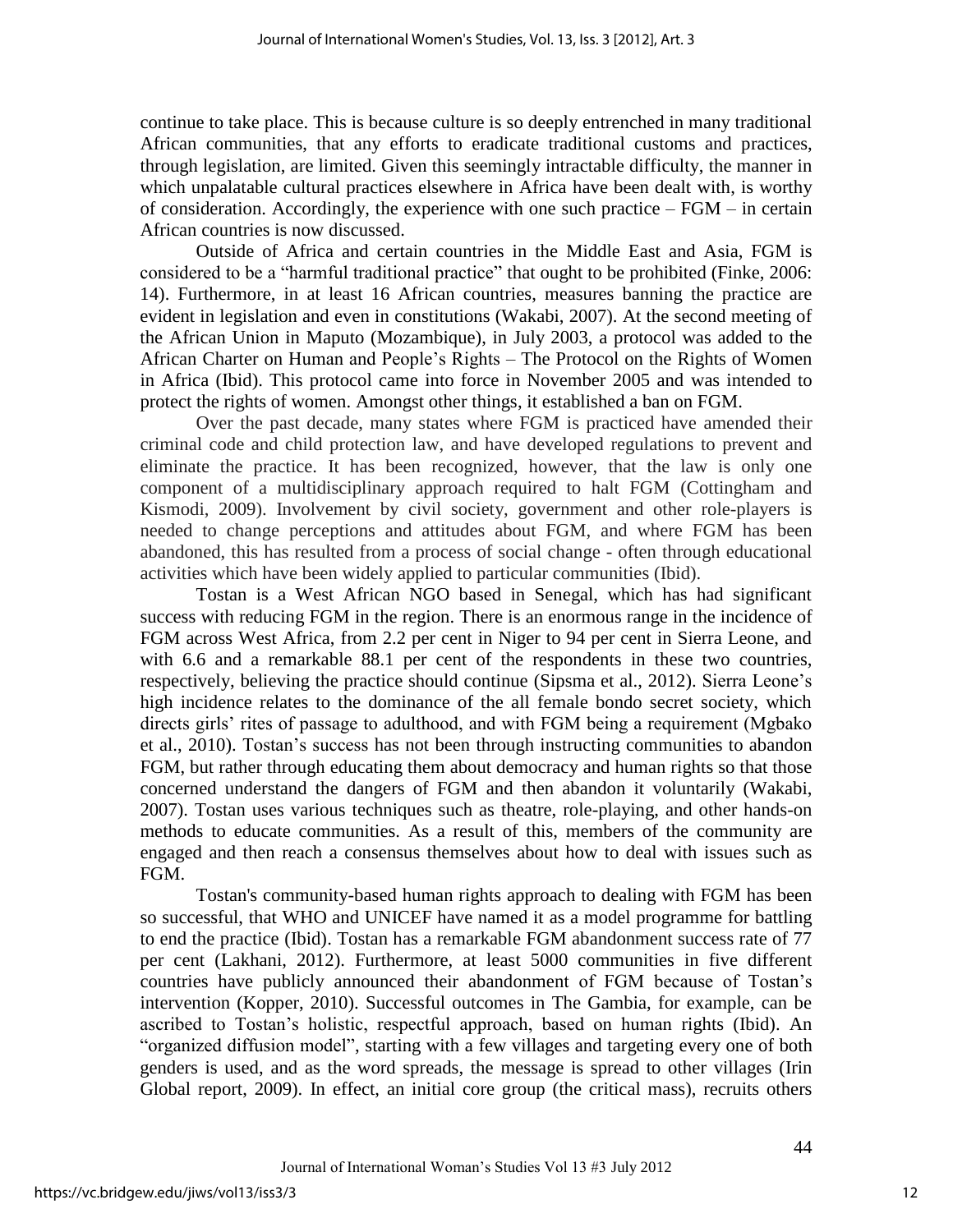continue to take place. This is because culture is so deeply entrenched in many traditional African communities, that any efforts to eradicate traditional customs and practices, through legislation, are limited. Given this seemingly intractable difficulty, the manner in which unpalatable cultural practices elsewhere in Africa have been dealt with, is worthy of consideration. Accordingly, the experience with one such practice – FGM – in certain African countries is now discussed.

Outside of Africa and certain countries in the Middle East and Asia, FGM is considered to be a "harmful traditional practice" that ought to be prohibited (Finke, 2006: 14). Furthermore, in at least 16 African countries, measures banning the practice are evident in legislation and even in constitutions (Wakabi, 2007). At the second meeting of the African Union in Maputo (Mozambique), in July 2003, a protocol was added to the African Charter on Human and People's Rights – The Protocol on the Rights of Women in Africa (Ibid). This protocol came into force in November 2005 and was intended to protect the rights of women. Amongst other things, it established a ban on FGM.

Over the past decade, many states where FGM is practiced have amended their criminal code and child protection law, and have developed regulations to prevent and eliminate the practice. It has been recognized, however, that the law is only one component of a multidisciplinary approach required to halt FGM (Cottingham and Kismodi, 2009). Involvement by civil society, government and other role-players is needed to change perceptions and attitudes about FGM, and where FGM has been abandoned, this has resulted from a process of social change - often through educational activities which have been widely applied to particular communities (Ibid).

Tostan is a West African NGO based in Senegal, which has had significant success with reducing FGM in the region. There is an enormous range in the incidence of FGM across West Africa, from 2.2 per cent in Niger to 94 per cent in Sierra Leone, and with 6.6 and a remarkable 88.1 per cent of the respondents in these two countries, respectively, believing the practice should continue (Sipsma et al., 2012). Sierra Leone's high incidence relates to the dominance of the all female bondo secret society, which directs girls' rites of passage to adulthood, and with FGM being a requirement (Mgbako et al., 2010). Tostan's success has not been through instructing communities to abandon FGM, but rather through educating them about democracy and human rights so that those concerned understand the dangers of FGM and then abandon it voluntarily (Wakabi, 2007). Tostan uses various techniques such as theatre, role-playing, and other hands-on methods to educate communities. As a result of this, members of the community are engaged and then reach a consensus themselves about how to deal with issues such as FGM.

Tostan's community-based human rights approach to dealing with FGM has been so successful, that WHO and UNICEF have named it as a model programme for battling to end the practice (Ibid). Tostan has a remarkable FGM abandonment success rate of 77 per cent (Lakhani, 2012). Furthermore, at least 5000 communities in five different countries have publicly announced their abandonment of FGM because of Tostan's intervention (Kopper, 2010). Successful outcomes in The Gambia, for example, can be ascribed to Tostan's holistic, respectful approach, based on human rights (Ibid). An "organized diffusion model", starting with a few villages and targeting every one of both genders is used, and as the word spreads, the message is spread to other villages (Irin Global report, 2009). In effect, an initial core group (the critical mass), recruits others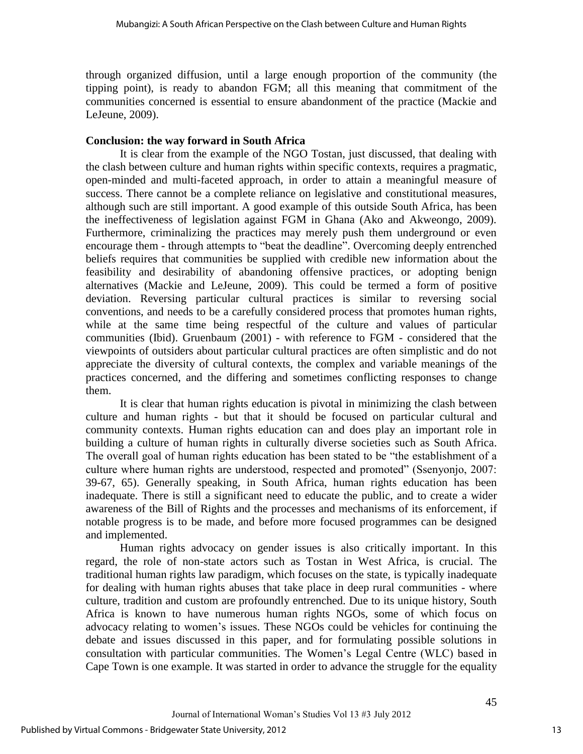through organized diffusion, until a large enough proportion of the community (the tipping point), is ready to abandon FGM; all this meaning that commitment of the communities concerned is essential to ensure abandonment of the practice (Mackie and LeJeune, 2009).

**Conclusion: the way forward in South Africa**

It is clear from the example of the NGO Tostan, just discussed, that dealing with the clash between culture and human rights within specific contexts, requires a pragmatic, open-minded and multi-faceted approach, in order to attain a meaningful measure of success. There cannot be a complete reliance on legislative and constitutional measures, although such are still important. A good example of this outside South Africa, has been the ineffectiveness of legislation against FGM in Ghana (Ako and Akweongo, 2009). Furthermore, criminalizing the practices may merely push them underground or even encourage them - through attempts to "beat the deadline". Overcoming deeply entrenched beliefs requires that communities be supplied with credible new information about the feasibility and desirability of abandoning offensive practices, or adopting benign alternatives (Mackie and LeJeune, 2009). This could be termed a form of positive deviation. Reversing particular cultural practices is similar to reversing social conventions, and needs to be a carefully considered process that promotes human rights, while at the same time being respectful of the culture and values of particular communities (Ibid). Gruenbaum (2001) - with reference to FGM - considered that the viewpoints of outsiders about particular cultural practices are often simplistic and do not appreciate the diversity of cultural contexts, the complex and variable meanings of the practices concerned, and the differing and sometimes conflicting responses to change them.

It is clear that human rights education is pivotal in minimizing the clash between culture and human rights - but that it should be focused on particular cultural and community contexts. Human rights education can and does play an important role in building a culture of human rights in culturally diverse societies such as South Africa. The overall goal of human rights education has been stated to be "the establishment of a culture where human rights are understood, respected and promoted" (Ssenyonjo, 2007: 39-67, 65). Generally speaking, in South Africa, human rights education has been inadequate. There is still a significant need to educate the public, and to create a wider awareness of the Bill of Rights and the processes and mechanisms of its enforcement, if notable progress is to be made, and before more focused programmes can be designed and implemented.

Human rights advocacy on gender issues is also critically important. In this regard, the role of non-state actors such as Tostan in West Africa, is crucial. The traditional human rights law paradigm, which focuses on the state, is typically inadequate for dealing with human rights abuses that take place in deep rural communities - where culture, tradition and custom are profoundly entrenched. Due to its unique history, South Africa is known to have numerous human rights NGOs, some of which focus on advocacy relating to women's issues. These NGOs could be vehicles for continuing the debate and issues discussed in this paper, and for formulating possible solutions in consultation with particular communities. The Women's Legal Centre (WLC) based in Cape Town is one example. It was started in order to advance the struggle for the equality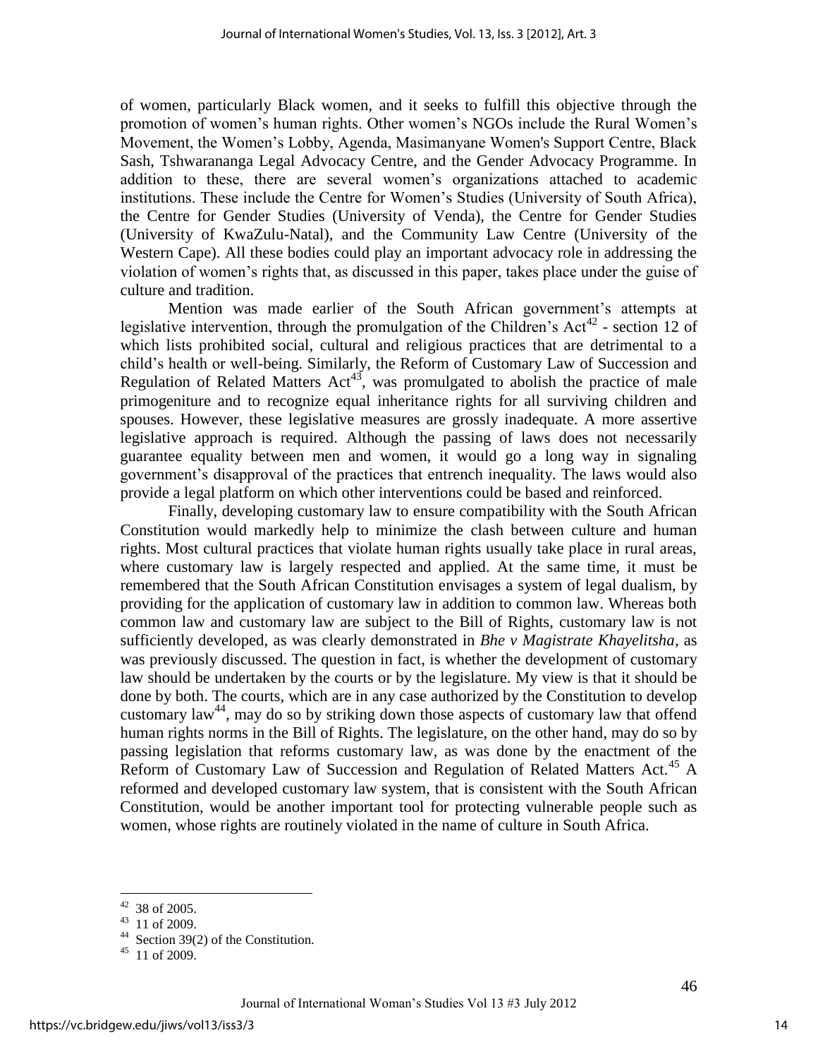of women, particularly Black women, and it seeks to fulfill this objective through the promotion of women's human rights. Other women's NGOs include the Rural Women's Movement, the Women's Lobby, Agenda, Masimanyane Women's Support Centre, Black Sash, Tshwarananga Legal Advocacy Centre, and the Gender Advocacy Programme. In addition to these, there are several women's organizations attached to academic institutions. These include the Centre for Women's Studies (University of South Africa), the Centre for Gender Studies (University of Venda), the Centre for Gender Studies (University of KwaZulu-Natal), and the Community Law Centre (University of the Western Cape). All these bodies could play an important advocacy role in addressing the violation of women's rights that, as discussed in this paper, takes place under the guise of culture and tradition.

Mention was made earlier of the South African government's attempts at legislative intervention, through the promulgation of the Children's Act[42] - section 12 of which lists prohibited social, cultural and religious practices that are detrimental to a child's health or well-being. Similarly, the Reform of Customary Law of Succession and Regulation of Related Matters Act[43], was promulgated to abolish the practice of male primogeniture and to recognize equal inheritance rights for all surviving children and spouses. However, these legislative measures are grossly inadequate. A more assertive legislative approach is required. Although the passing of laws does not necessarily guarantee equality between men and women, it would go a long way in signaling government's disapproval of the practices that entrench inequality. The laws would also provide a legal platform on which other interventions could be based and reinforced.

Finally, developing customary law to ensure compatibility with the South African Constitution would markedly help to minimize the clash between culture and human rights. Most cultural practices that violate human rights usually take place in rural areas, where customary law is largely respected and applied. At the same time, it must be remembered that the South African Constitution envisages a system of legal dualism, by providing for the application of customary law in addition to common law. Whereas both common law and customary law are subject to the Bill of Rights, customary law is not sufficiently developed, as was clearly demonstrated in *Bhe v Magistrate Khayelitsha*, as was previously discussed. The question in fact, is whether the development of customary law should be undertaken by the courts or by the legislature. My view is that it should be done by both. The courts, which are in any case authorized by the Constitution to develop customary law[44], may do so by striking down those aspects of customary law that offend human rights norms in the Bill of Rights. The legislature, on the other hand, may do so by passing legislation that reforms customary law, as was done by the enactment of the Reform of Customary Law of Succession and Regulation of Related Matters Act.[45] A reformed and developed customary law system, that is consistent with the South African Constitution, would be another important tool for protecting vulnerable people such as women, whose rights are routinely violated in the name of culture in South Africa.

---

[42] 38 of 2005.

[43] 11 of 2009.

[44] Section 39(2) of the Constitution.

[45] 11 of 2009.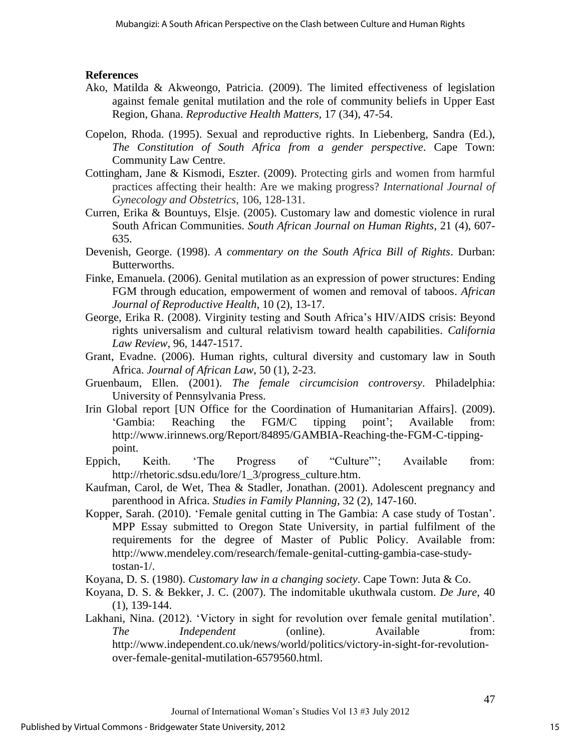**References**

Ako, Matilda & Akweongo, Patricia. (2009). The limited effectiveness of legislation against female genital mutilation and the role of community beliefs in Upper East Region, Ghana. *Reproductive Health Matters*, 17 (34), 47-54.

Copelon, Rhoda. (1995). Sexual and reproductive rights. In Liebenberg, Sandra (Ed.), *The Constitution of South Africa from a gender perspective*. Cape Town: Community Law Centre.

Cottingham, Jane & Kismodi, Eszter. (2009). Protecting girls and women from harmful practices affecting their health: Are we making progress? *International Journal of Gynecology and Obstetrics*, 106, 128-131.

Curren, Erika & Bountuys, Elsje. (2005). Customary law and domestic violence in rural South African Communities. *South African Journal on Human Rights*, 21 (4), 607-635.

Devenish, George. (1998). *A commentary on the South Africa Bill of Rights*. Durban: Butterworths.

Finke, Emanuela. (2006). Genital mutilation as an expression of power structures: Ending FGM through education, empowerment of women and removal of taboos. *African Journal of Reproductive Health*, 10 (2), 13-17.

George, Erika R. (2008). Virginity testing and South Africa's HIV/AIDS crisis: Beyond rights universalism and cultural relativism toward health capabilities. *California Law Review*, 96, 1447-1517.

Grant, Evadne. (2006). Human rights, cultural diversity and customary law in South Africa. *Journal of African Law*, 50 (1), 2-23.

Gruenbaum, Ellen. (2001). *The female circumcision controversy*. Philadelphia: University of Pennsylvania Press.

Irin Global report [UN Office for the Coordination of Humanitarian Affairs]. (2009). 'Gambia: Reaching the FGM/C tipping point'; Available from: http://www.irinnews.org/Report/84895/GAMBIA-Reaching-the-FGM-C-tipping-point.

Eppich, Keith. 'The Progress of "Culture"'; Available from: http://rhetoric.sdsu.edu/lore/1_3/progress_culture.htm.

Kaufman, Carol, de Wet, Thea & Stadler, Jonathan. (2001). Adolescent pregnancy and parenthood in Africa. *Studies in Family Planning*, 32 (2), 147-160.

Kopper, Sarah. (2010). 'Female genital cutting in The Gambia: A case study of Tostan'. MPP Essay submitted to Oregon State University, in partial fulfilment of the requirements for the degree of Master of Public Policy. Available from: http://www.mendeley.com/research/female-genital-cutting-gambia-case-study-tostan-1/.

Koyana, D. S. (1980). *Customary law in a changing society*. Cape Town: Juta & Co.

Koyana, D. S. & Bekker, J. C. (2007). The indomitable ukuthwala custom. *De Jure*, 40 (1), 139-144.

Lakhani, Nina. (2012). 'Victory in sight for revolution over female genital mutilation'. *The Independent* (online). Available from: http://www.independent.co.uk/news/world/politics/victory-in-sight-for-revolution-over-female-genital-mutilation-6579560.html.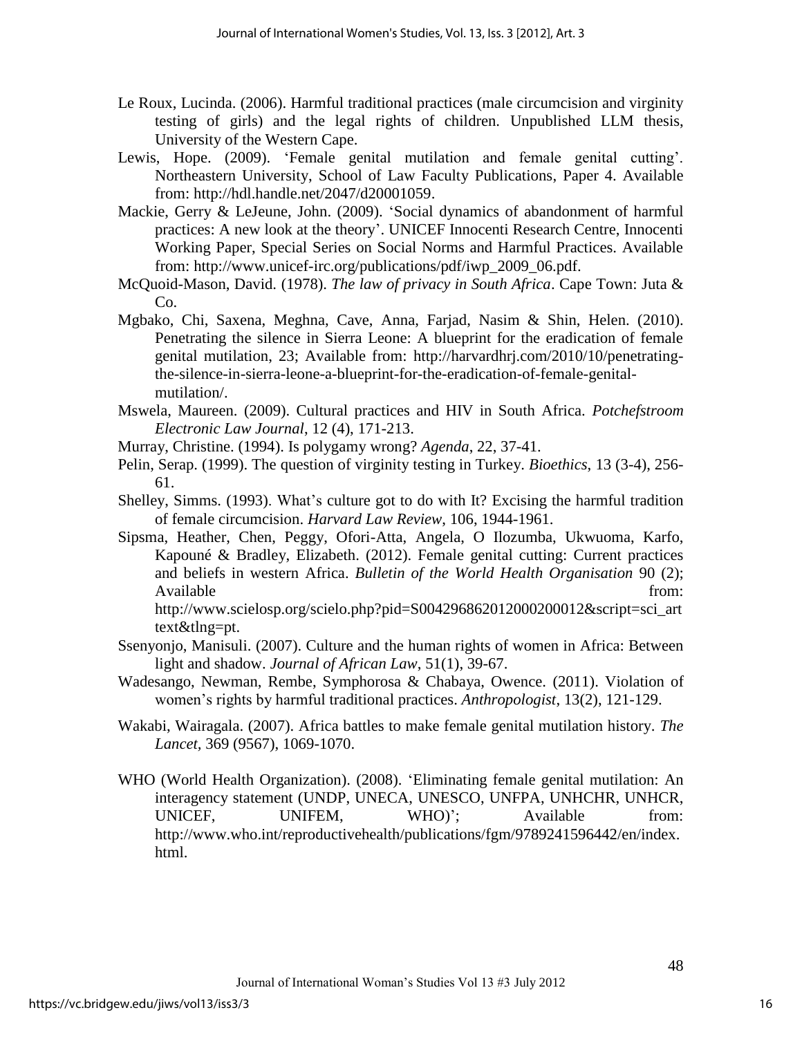Le Roux, Lucinda. (2006). Harmful traditional practices (male circumcision and virginity testing of girls) and the legal rights of children. Unpublished LLM thesis, University of the Western Cape.

Lewis, Hope. (2009). 'Female genital mutilation and female genital cutting'. Northeastern University, School of Law Faculty Publications, Paper 4. Available from: http://hdl.handle.net/2047/d20001059.

Mackie, Gerry & LeJeune, John. (2009). 'Social dynamics of abandonment of harmful practices: A new look at the theory'. UNICEF Innocenti Research Centre, Innocenti Working Paper, Special Series on Social Norms and Harmful Practices. Available from: http://www.unicef-irc.org/publications/pdf/iwp_2009_06.pdf.

McQuoid-Mason, David. (1978). *The law of privacy in South Africa*. Cape Town: Juta & Co.

Mgbako, Chi, Saxena, Meghna, Cave, Anna, Farjad, Nasim & Shin, Helen. (2010). Penetrating the silence in Sierra Leone: A blueprint for the eradication of female genital mutilation, 23; Available from: http://harvardhrj.com/2010/10/penetrating-the-silence-in-sierra-leone-a-blueprint-for-the-eradication-of-female-genital-mutilation/.

Mswela, Maureen. (2009). Cultural practices and HIV in South Africa. *Potchefstroom Electronic Law Journal*, 12 (4), 171-213.

Murray, Christine. (1994). Is polygamy wrong? *Agenda*, 22, 37-41.

Pelin, Serap. (1999). The question of virginity testing in Turkey. *Bioethics*, 13 (3-4), 256-61.

Shelley, Simms. (1993). What's culture got to do with It? Excising the harmful tradition of female circumcision. *Harvard Law Review*, 106, 1944-1961.

Sipsma, Heather, Chen, Peggy, Ofori-Atta, Angela, O Ilozumba, Ukwuoma, Karfo, Kapouné & Bradley, Elizabeth. (2012). Female genital cutting: Current practices and beliefs in western Africa. *Bulletin of the World Health Organisation* 90 (2); Available from: http://www.scielosp.org/scielo.php?pid=S0042968620120002000012&script=sci_arttext&tlng=pt.

Ssenyonjo, Manisuli. (2007). Culture and the human rights of women in Africa: Between light and shadow. *Journal of African Law*, 51(1), 39-67.

Wadesango, Newman, Rembe, Symphorosa & Chabaya, Owence. (2011). Violation of women's rights by harmful traditional practices. *Anthropologist*, 13(2), 121-129.

Wakabi, Wairagala. (2007). Africa battles to make female genital mutilation history. *The Lancet*, 369 (9567), 1069-1070.

WHO (World Health Organization). (2008). 'Eliminating female genital mutilation: An interagency statement (UNDP, UNECA, UNESCO, UNFPA, UNHCHR, UNHCR, UNICEF, UNIFEM, WHO)'; Available from: http://www.who.int/reproductivehealth/publications/fgm/9789241596442/en/index.html.